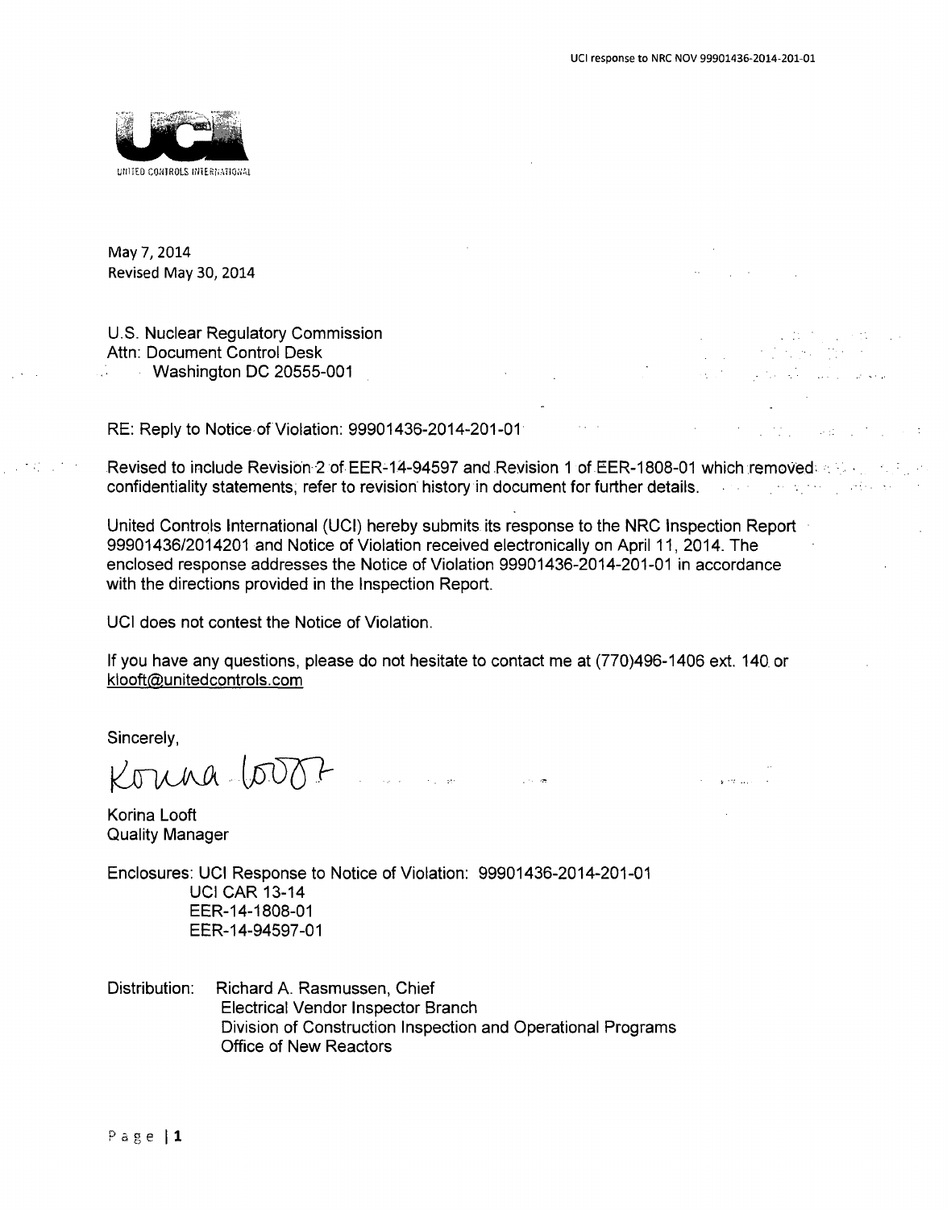UNITED CONTROLS INTERNATIONAL

May 7, 2014
Revised May 30, 2014

U.S. Nuclear Regulatory Commission
Attn: Document Control Desk
Washington DC 20555-001

RE: Reply to Notice of Violation: 99901436-2014-201-01

Revised to include Revision 2 of EER-14-94597 and Revision 1 of EER-1808-01 which removed confidentiality statements, refer to revision history in document for further details.

United Controls International (UCI) hereby submits its response to the NRC Inspection Report 99901436/2014201 and Notice of Violation received electronically on April 11, 2014. The enclosed response addresses the Notice of Violation 99901436-2014-201-01 in accordance with the directions provided in the Inspection Report.

UCI does not contest the Notice of Violation.

If you have any questions, please do not hesitate to contact me at (770)496-1406 ext. 140 or klooft@unitedcontrols.com

Sincerely,

Korina Looft

Korina Looft
Quality Manager

Enclosures: UCI Response to Notice of Violation: 99901436-2014-201-01
UCI CAR 13-14
EER-14-1808-01
EER-14-94597-01

Distribution: Richard A. Rasmussen, Chief
Electrical Vendor Inspector Branch
Division of Construction Inspection and Operational Programs
Office of New Reactors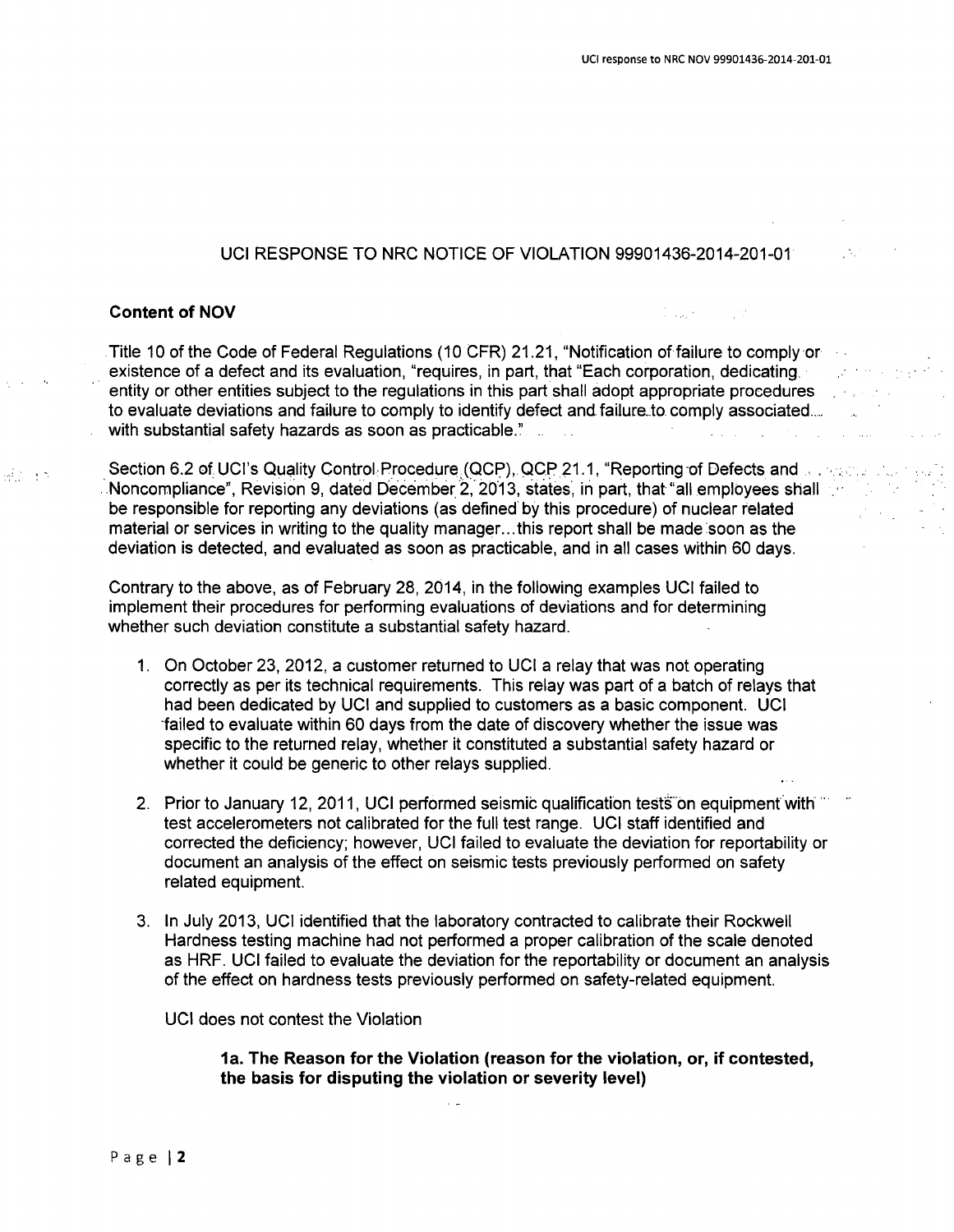## UCI RESPONSE TO NRC NOTICE OF VIOLATION 99901436-2014-201-01

**Content of NOV**

Title 10 of the Code of Federal Regulations (10 CFR) 21.21, "Notification of failure to comply or existence of a defect and its evaluation, "requires, in part, that "Each corporation, dedicating entity or other entities subject to the regulations in this part shall adopt appropriate procedures to evaluate deviations and failure to comply to identify defect and failure to comply associated with substantial safety hazards as soon as practicable."

Section 6.2 of UCI's Quality Control Procedure (QCP), QCP 21.1, "Reporting of Defects and Noncompliance", Revision 9, dated December 2, 2013, states, in part, that "all employees shall be responsible for reporting any deviations (as defined by this procedure) of nuclear related material or services in writing to the quality manager...this report shall be made soon as the deviation is detected, and evaluated as soon as practicable, and in all cases within 60 days.

Contrary to the above, as of February 28, 2014, in the following examples UCI failed to implement their procedures for performing evaluations of deviations and for determining whether such deviation constitute a substantial safety hazard.

1. On October 23, 2012, a customer returned to UCI a relay that was not operating correctly as per its technical requirements. This relay was part of a batch of relays that had been dedicated by UCI and supplied to customers as a basic component. UCI failed to evaluate within 60 days from the date of discovery whether the issue was specific to the returned relay, whether it constituted a substantial safety hazard or whether it could be generic to other relays supplied.
2. Prior to January 12, 2011, UCI performed seismic qualification tests on equipment with test accelerometers not calibrated for the full test range. UCI staff identified and corrected the deficiency; however, UCI failed to evaluate the deviation for reportability or document an analysis of the effect on seismic tests previously performed on safety related equipment.
3. In July 2013, UCI identified that the laboratory contracted to calibrate their Rockwell Hardness testing machine had not performed a proper calibration of the scale denoted as HRF. UCI failed to evaluate the deviation for the reportability or document an analysis of the effect on hardness tests previously performed on safety-related equipment.

UCI does not contest the Violation

**1a. The Reason for the Violation (reason for the violation, or, if contested, the basis for disputing the violation or severity level)**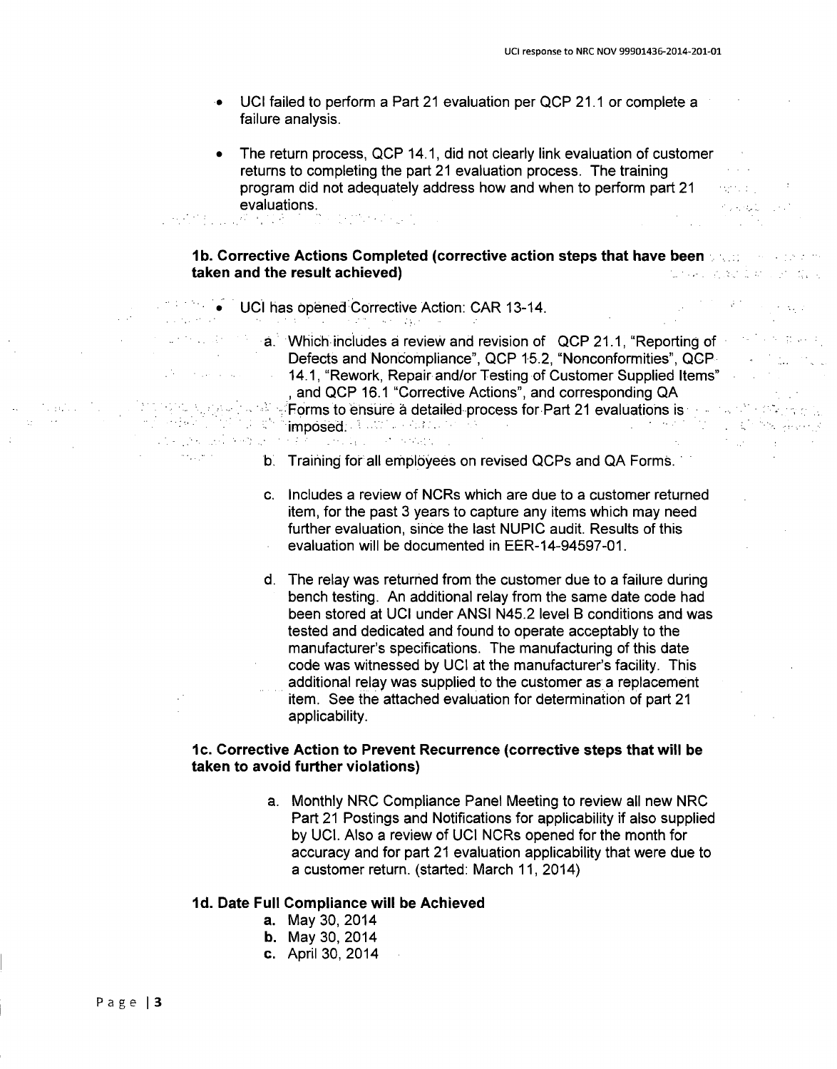- UCI failed to perform a Part 21 evaluation per QCP 21.1 or complete a failure analysis.
- The return process, QCP 14.1, did not clearly link evaluation of customer returns to completing the part 21 evaluation process. The training program did not adequately address how and when to perform part 21 evaluations.

**1b. Corrective Actions Completed (corrective action steps that have been taken and the result achieved)**

- UCI has opened Corrective Action: CAR 13-14.
  a. Which includes a review and revision of QCP 21.1, "Reporting of Defects and Noncompliance", QCP 15.2, "Nonconformities", QCP 14.1, "Rework, Repair and/or Testing of Customer Supplied Items" , and QCP 16.1 "Corrective Actions", and corresponding QA Forms to ensure a detailed process for Part 21 evaluations is imposed.

  b. Training for all employees on revised QCPs and QA Forms.

  c. Includes a review of NCRs which are due to a customer returned item, for the past 3 years to capture any items which may need further evaluation, since the last NUPIC audit. Results of this evaluation will be documented in EER-14-94597-01.

  d. The relay was returned from the customer due to a failure during bench testing. An additional relay from the same date code had been stored at UCI under ANSI N45.2 level B conditions and was tested and dedicated and found to operate acceptably to the manufacturer's specifications. The manufacturing of this date code was witnessed by UCI at the manufacturer's facility. This additional relay was supplied to the customer as a replacement item. See the attached evaluation for determination of part 21 applicability.

**1c. Corrective Action to Prevent Recurrence (corrective steps that will be taken to avoid further violations)**

a. Monthly NRC Compliance Panel Meeting to review all new NRC Part 21 Postings and Notifications for applicability if also supplied by UCI. Also a review of UCI NCRs opened for the month for accuracy and for part 21 evaluation applicability that were due to a customer return. (started: March 11, 2014)

**1d. Date Full Compliance will be Achieved**

**a.** May 30, 2014
**b.** May 30, 2014
**c.** April 30, 2014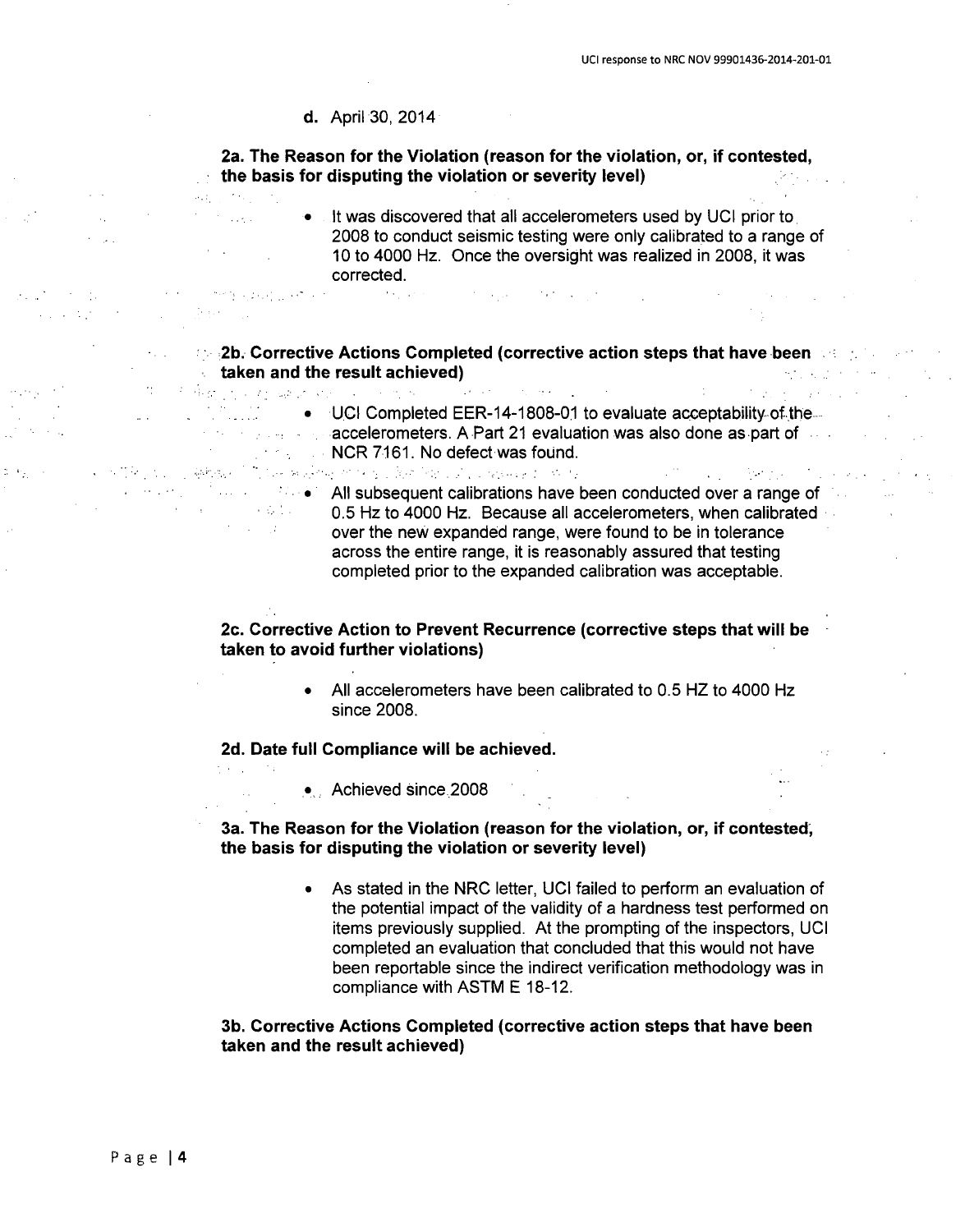**d.** April 30, 2014

**2a. The Reason for the Violation (reason for the violation, or, if contested, the basis for disputing the violation or severity level)**

- It was discovered that all accelerometers used by UCI prior to 2008 to conduct seismic testing were only calibrated to a range of 10 to 4000 Hz. Once the oversight was realized in 2008, it was corrected.

**2b. Corrective Actions Completed (corrective action steps that have been taken and the result achieved)**

- UCI Completed EER-14-1808-01 to evaluate acceptability of the accelerometers. A Part 21 evaluation was also done as part of NCR 7161. No defect was found.
- All subsequent calibrations have been conducted over a range of 0.5 Hz to 4000 Hz. Because all accelerometers, when calibrated over the new expanded range, were found to be in tolerance across the entire range, it is reasonably assured that testing completed prior to the expanded calibration was acceptable.

**2c. Corrective Action to Prevent Recurrence (corrective steps that will be taken to avoid further violations)**

- All accelerometers have been calibrated to 0.5 HZ to 4000 Hz since 2008.

**2d. Date full Compliance will be achieved.**

- Achieved since 2008

**3a. The Reason for the Violation (reason for the violation, or, if contested, the basis for disputing the violation or severity level)**

- As stated in the NRC letter, UCI failed to perform an evaluation of the potential impact of the validity of a hardness test performed on items previously supplied. At the prompting of the inspectors, UCI completed an evaluation that concluded that this would not have been reportable since the indirect verification methodology was in compliance with ASTM E 18-12.

**3b. Corrective Actions Completed (corrective action steps that have been taken and the result achieved)**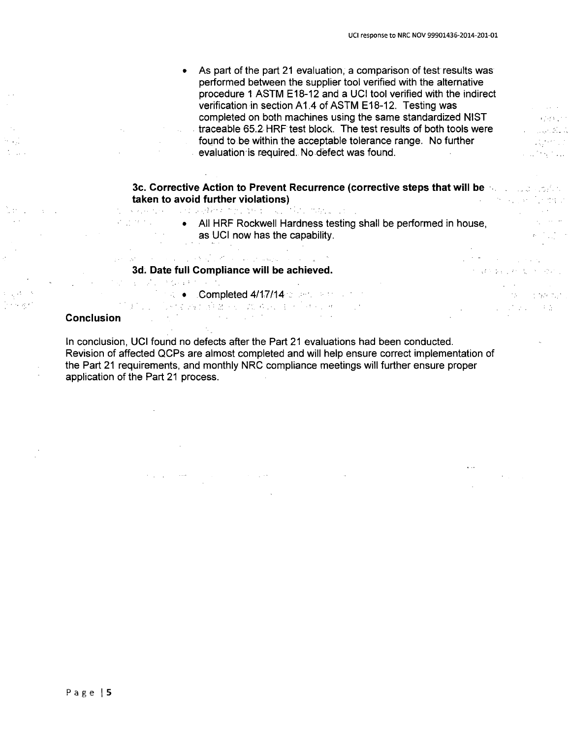- As part of the part 21 evaluation, a comparison of test results was performed between the supplier tool verified with the alternative procedure 1 ASTM E18-12 and a UCI tool verified with the indirect verification in section A1.4 of ASTM E18-12. Testing was completed on both machines using the same standardized NIST traceable 65.2 HRF test block. The test results of both tools were found to be within the acceptable tolerance range. No further evaluation is required. No defect was found.

**3c. Corrective Action to Prevent Recurrence (corrective steps that will be taken to avoid further violations)**

- All HRF Rockwell Hardness testing shall be performed in house, as UCI now has the capability.

**3d. Date full Compliance will be achieved.**

- Completed 4/17/14

**Conclusion**

In conclusion, UCI found no defects after the Part 21 evaluations had been conducted. Revision of affected QCPs are almost completed and will help ensure correct implementation of the Part 21 requirements, and monthly NRC compliance meetings will further ensure proper application of the Part 21 process.